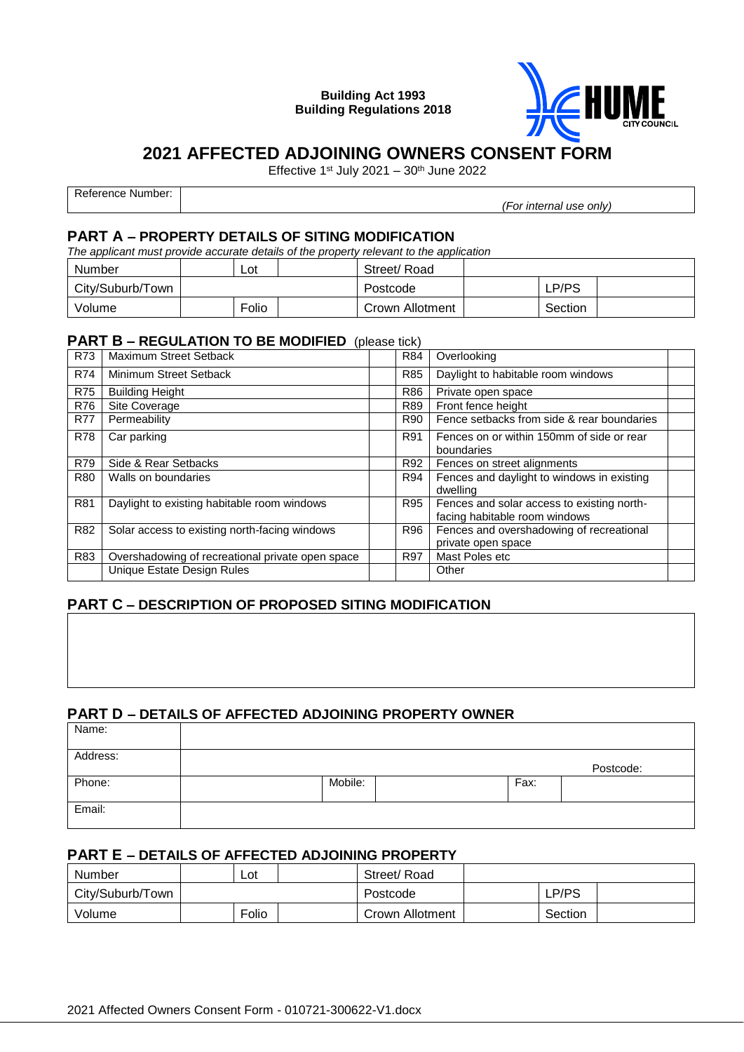**Building Act 1993**
**Building Regulations 2018**

HUME CITY COUNCIL

# 2021 AFFECTED ADJOINING OWNERS CONSENT FORM

Effective 1st July 2021 – 30th June 2022

| Reference Number: | *(For internal use only)* |
|---|---|

## PART A – PROPERTY DETAILS OF SITING MODIFICATION

*The applicant must provide accurate details of the property relevant to the application*

| Number | | Lot | | Street/ Road | | | |
|---|---|---|---|---|---|---|---|
| City/Suburb/Town | | | | Postcode | | LP/PS | |
| Volume | | Folio | | Crown Allotment | | Section | |

## PART B – REGULATION TO BE MODIFIED (please tick)

| | | | | | |
|---|---|---|---|---|---|
| R73 | Maximum Street Setback | | R84 | Overlooking | |
| R74 | Minimum Street Setback | | R85 | Daylight to habitable room windows | |
| R75 | Building Height | | R86 | Private open space | |
| R76 | Site Coverage | | R89 | Front fence height | |
| R77 | Permeability | | R90 | Fence setbacks from side & rear boundaries | |
| R78 | Car parking | | R91 | Fences on or within 150mm of side or rear boundaries | |
| R79 | Side & Rear Setbacks | | R92 | Fences on street alignments | |
| R80 | Walls on boundaries | | R94 | Fences and daylight to windows in existing dwelling | |
| R81 | Daylight to existing habitable room windows | | R95 | Fences and solar access to existing north-facing habitable room windows | |
| R82 | Solar access to existing north-facing windows | | R96 | Fences and overshadowing of recreational private open space | |
| R83 | Overshadowing of recreational private open space | | R97 | Mast Poles etc | |
| | Unique Estate Design Rules | | | Other | |

## PART C – DESCRIPTION OF PROPOSED SITING MODIFICATION

## PART D – DETAILS OF AFFECTED ADJOINING PROPERTY OWNER

| Name: | | | | |
|---|---|---|---|---|
| Address: | Postcode: | | | |
| Phone: | | Mobile: | | Fax: |
| Email: | | | | |

## PART E – DETAILS OF AFFECTED ADJOINING PROPERTY

| Number | | Lot | | Street/ Road | | | |
|---|---|---|---|---|---|---|---|
| City/Suburb/Town | | | | Postcode | | LP/PS | |
| Volume | | Folio | | Crown Allotment | | Section | |

2021 Affected Owners Consent Form - 010721-300622-V1.docx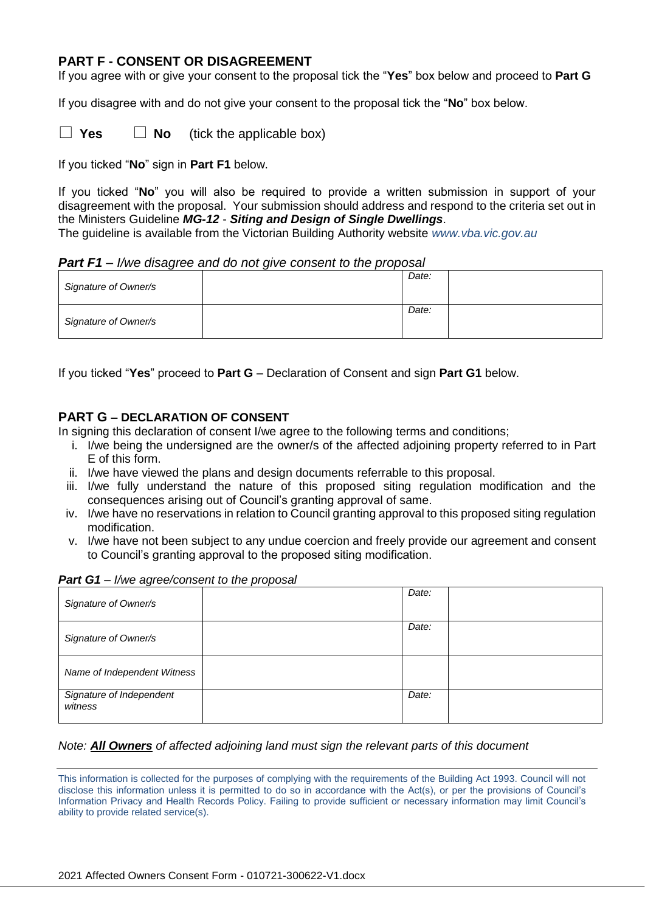## PART F - CONSENT OR DISAGREEMENT

If you agree with or give your consent to the proposal tick the “**Yes**” box below and proceed to **Part G**

If you disagree with and do not give your consent to the proposal tick the “**No**” box below.

☐ **Yes** ☐ **No** (tick the applicable box)

If you ticked “**No**” sign in **Part F1** below.

If you ticked “**No**” you will also be required to provide a written submission in support of your disagreement with the proposal. Your submission should address and respond to the criteria set out in the Ministers Guideline ***MG-12*** - ***Siting and Design of Single Dwellings***.
The guideline is available from the Victorian Building Authority website *www.vba.vic.gov.au*

***Part F1*** *– I/we disagree and do not give consent to the proposal*

| | | | |
|---|---|---|---|
| *Signature of Owner/s* | | *Date:* | |
| *Signature of Owner/s* | | *Date:* | |

If you ticked “**Yes**” proceed to **Part G** – Declaration of Consent and sign **Part G1** below.

## PART G – DECLARATION OF CONSENT

In signing this declaration of consent I/we agree to the following terms and conditions;

i. I/we being the undersigned are the owner/s of the affected adjoining property referred to in Part E of this form.
ii. I/we have viewed the plans and design documents referrable to this proposal.
iii. I/we fully understand the nature of this proposed siting regulation modification and the consequences arising out of Council's granting approval of same.
iv. I/we have no reservations in relation to Council granting approval to this proposed siting regulation modification.
v. I/we have not been subject to any undue coercion and freely provide our agreement and consent to Council's granting approval to the proposed siting modification.

***Part G1*** *– I/we agree/consent to the proposal*

| | | | |
|---|---|---|---|
| *Signature of Owner/s* | | *Date:* | |
| *Signature of Owner/s* | | *Date:* | |
| *Name of Independent Witness* | | | |
| *Signature of Independent witness* | | *Date:* | |

*Note: **All Owners** of affected adjoining land must sign the relevant parts of this document*

This information is collected for the purposes of complying with the requirements of the Building Act 1993. Council will not disclose this information unless it is permitted to do so in accordance with the Act(s), or per the provisions of Council's Information Privacy and Health Records Policy. Failing to provide sufficient or necessary information may limit Council's ability to provide related service(s).